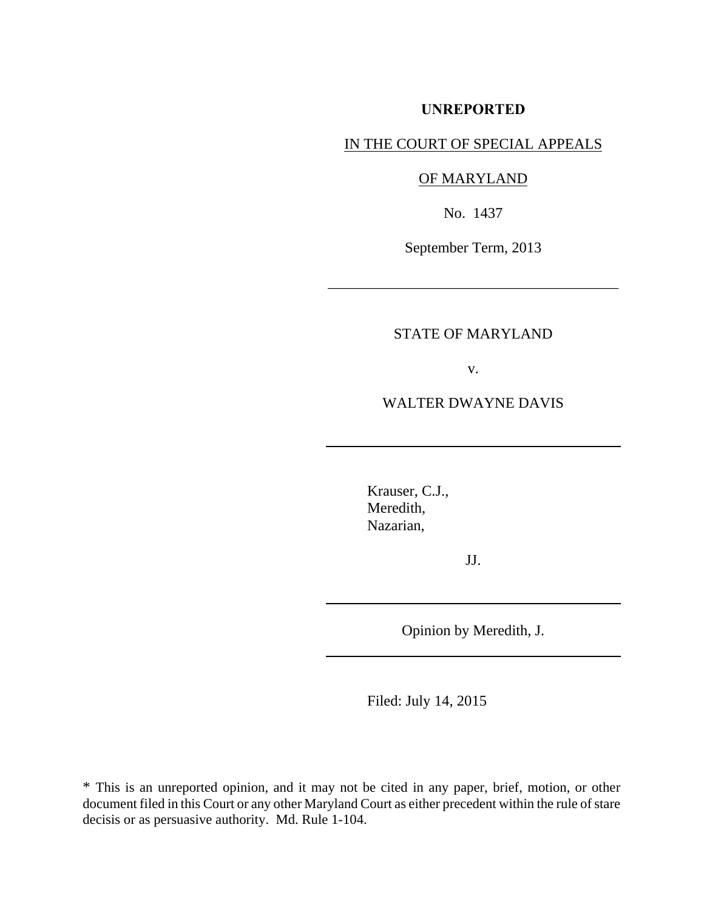**UNREPORTED**

IN THE COURT OF SPECIAL APPEALS

OF MARYLAND

No. 1437

September Term, 2013

---

STATE OF MARYLAND

v.

WALTER DWAYNE DAVIS

---

Krauser, C.J.,
Meredith,
Nazarian,

JJ.

---

Opinion by Meredith, J.

---

Filed: July 14, 2015

\* This is an unreported opinion, and it may not be cited in any paper, brief, motion, or other document filed in this Court or any other Maryland Court as either precedent within the rule of stare decisis or as persuasive authority. Md. Rule 1-104.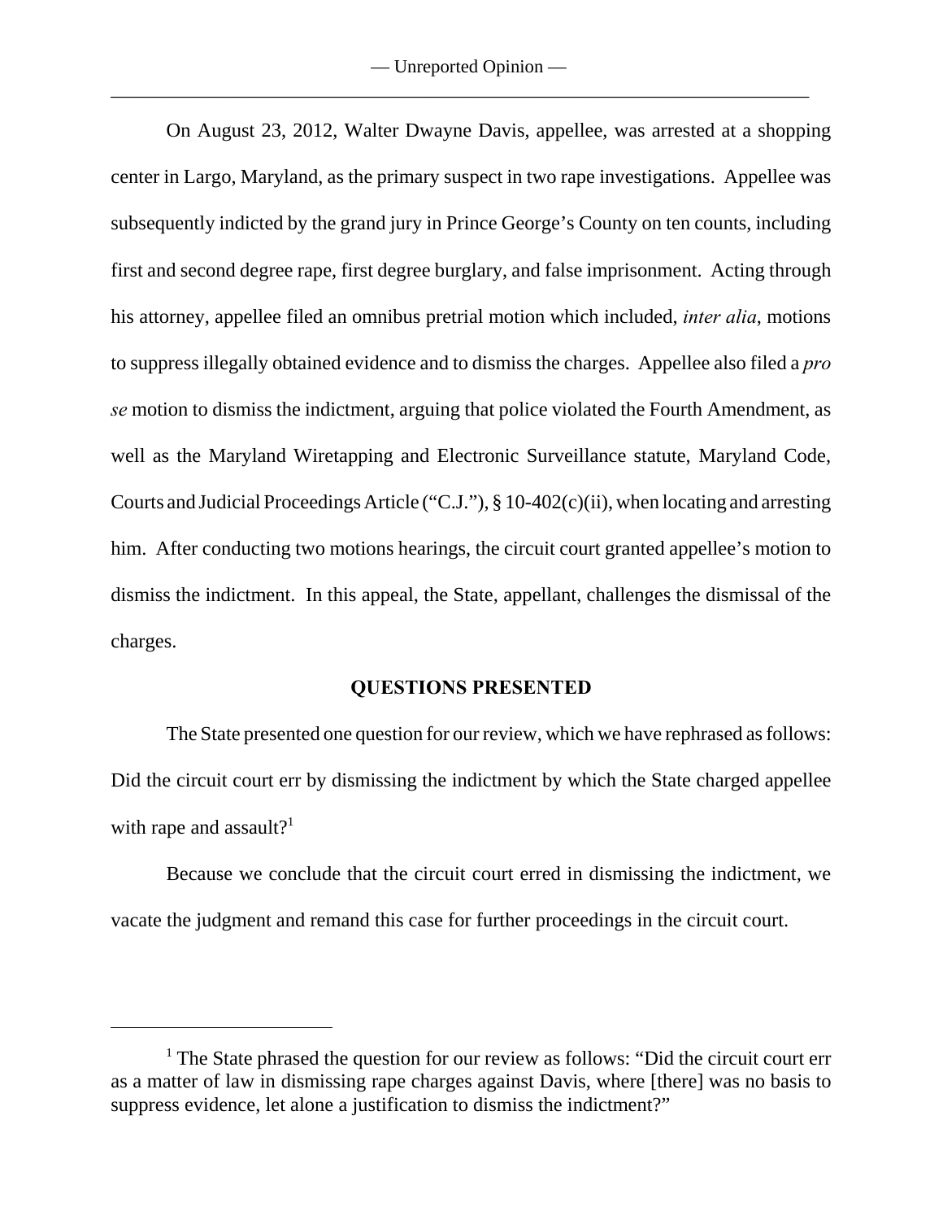On August 23, 2012, Walter Dwayne Davis, appellee, was arrested at a shopping center in Largo, Maryland, as the primary suspect in two rape investigations. Appellee was subsequently indicted by the grand jury in Prince George's County on ten counts, including first and second degree rape, first degree burglary, and false imprisonment. Acting through his attorney, appellee filed an omnibus pretrial motion which included, *inter alia*, motions to suppress illegally obtained evidence and to dismiss the charges. Appellee also filed a *pro se* motion to dismiss the indictment, arguing that police violated the Fourth Amendment, as well as the Maryland Wiretapping and Electronic Surveillance statute, Maryland Code, Courts and Judicial Proceedings Article ("C.J."), § 10-402(c)(ii), when locating and arresting him. After conducting two motions hearings, the circuit court granted appellee's motion to dismiss the indictment. In this appeal, the State, appellant, challenges the dismissal of the charges.

## QUESTIONS PRESENTED

The State presented one question for our review, which we have rephrased as follows: Did the circuit court err by dismissing the indictment by which the State charged appellee with rape and assault?[1]

Because we conclude that the circuit court erred in dismissing the indictment, we vacate the judgment and remand this case for further proceedings in the circuit court.

---

[1] The State phrased the question for our review as follows: "Did the circuit court err as a matter of law in dismissing rape charges against Davis, where [there] was no basis to suppress evidence, let alone a justification to dismiss the indictment?"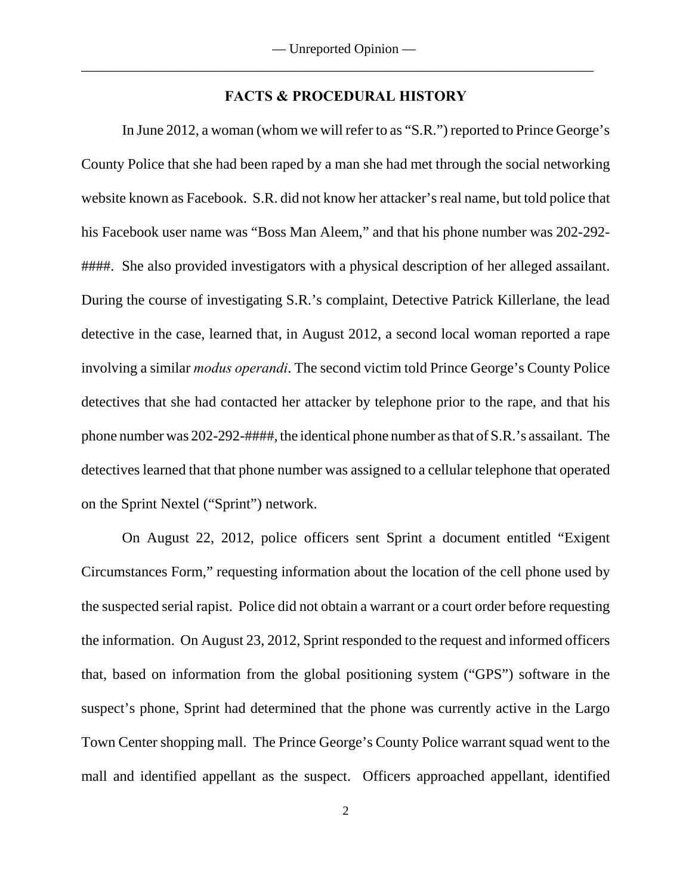## FACTS & PROCEDURAL HISTORY

In June 2012, a woman (whom we will refer to as "S.R.") reported to Prince George's County Police that she had been raped by a man she had met through the social networking website known as Facebook. S.R. did not know her attacker's real name, but told police that his Facebook user name was "Boss Man Aleem," and that his phone number was 202-292-####. She also provided investigators with a physical description of her alleged assailant. During the course of investigating S.R.'s complaint, Detective Patrick Killerlane, the lead detective in the case, learned that, in August 2012, a second local woman reported a rape involving a similar *modus operandi*. The second victim told Prince George's County Police detectives that she had contacted her attacker by telephone prior to the rape, and that his phone number was 202-292-####, the identical phone number as that of S.R.'s assailant. The detectives learned that that phone number was assigned to a cellular telephone that operated on the Sprint Nextel ("Sprint") network.

On August 22, 2012, police officers sent Sprint a document entitled "Exigent Circumstances Form," requesting information about the location of the cell phone used by the suspected serial rapist. Police did not obtain a warrant or a court order before requesting the information. On August 23, 2012, Sprint responded to the request and informed officers that, based on information from the global positioning system ("GPS") software in the suspect's phone, Sprint had determined that the phone was currently active in the Largo Town Center shopping mall. The Prince George's County Police warrant squad went to the mall and identified appellant as the suspect. Officers approached appellant, identified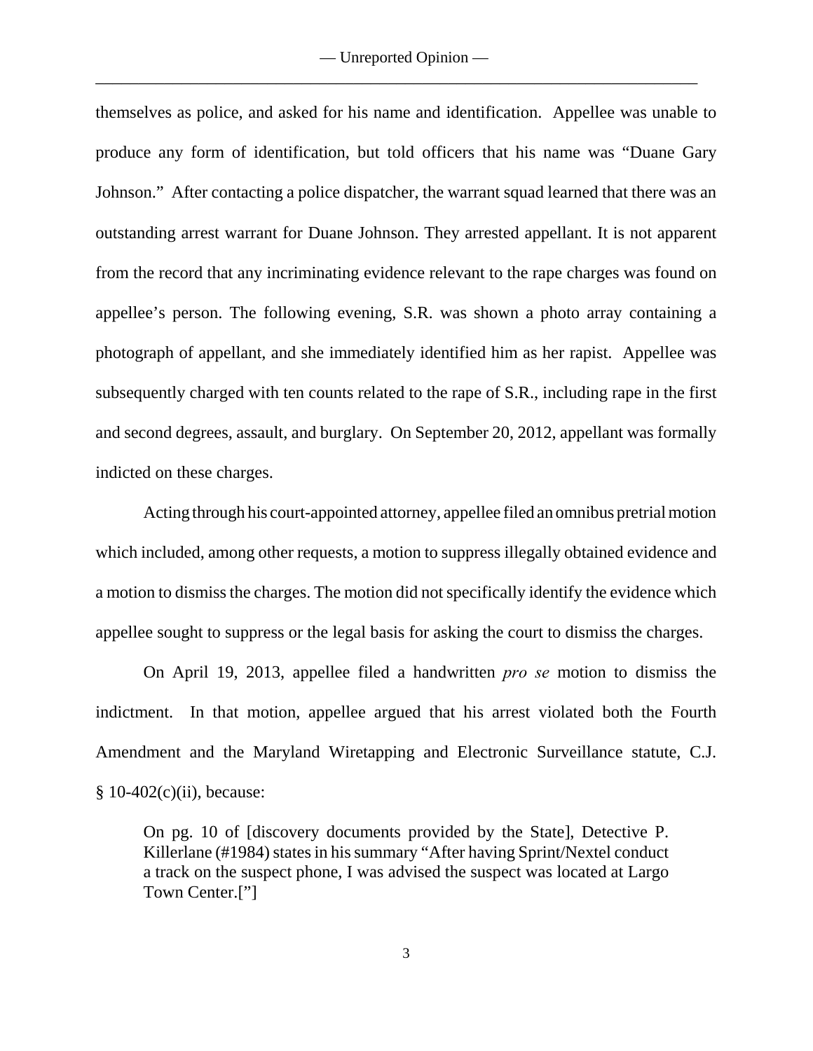themselves as police, and asked for his name and identification. Appellee was unable to produce any form of identification, but told officers that his name was "Duane Gary Johnson." After contacting a police dispatcher, the warrant squad learned that there was an outstanding arrest warrant for Duane Johnson. They arrested appellant. It is not apparent from the record that any incriminating evidence relevant to the rape charges was found on appellee's person. The following evening, S.R. was shown a photo array containing a photograph of appellant, and she immediately identified him as her rapist. Appellee was subsequently charged with ten counts related to the rape of S.R., including rape in the first and second degrees, assault, and burglary. On September 20, 2012, appellant was formally indicted on these charges.

Acting through his court-appointed attorney, appellee filed an omnibus pretrial motion which included, among other requests, a motion to suppress illegally obtained evidence and a motion to dismiss the charges. The motion did not specifically identify the evidence which appellee sought to suppress or the legal basis for asking the court to dismiss the charges.

On April 19, 2013, appellee filed a handwritten *pro se* motion to dismiss the indictment. In that motion, appellee argued that his arrest violated both the Fourth Amendment and the Maryland Wiretapping and Electronic Surveillance statute, C.J. § 10-402(c)(ii), because:

> On pg. 10 of [discovery documents provided by the State], Detective P. Killerlane (#1984) states in his summary "After having Sprint/Nextel conduct a track on the suspect phone, I was advised the suspect was located at Largo Town Center.["]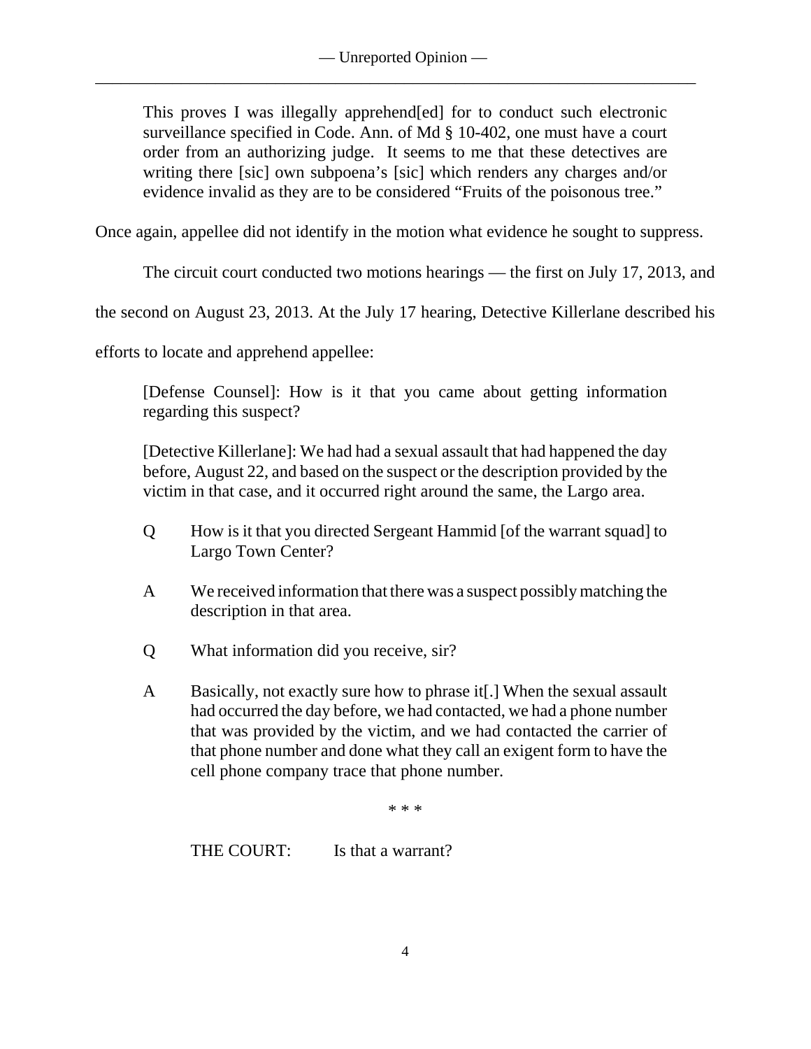> This proves I was illegally apprehend[ed] for to conduct such electronic surveillance specified in Code. Ann. of Md § 10-402, one must have a court order from an authorizing judge. It seems to me that these detectives are writing there [sic] own subpoena's [sic] which renders any charges and/or evidence invalid as they are to be considered "Fruits of the poisonous tree."

Once again, appellee did not identify in the motion what evidence he sought to suppress.

The circuit court conducted two motions hearings — the first on July 17, 2013, and the second on August 23, 2013. At the July 17 hearing, Detective Killerlane described his efforts to locate and apprehend appellee:

> [Defense Counsel]: How is it that you came about getting information regarding this suspect?
>
> [Detective Killerlane]: We had had a sexual assault that had happened the day before, August 22, and based on the suspect or the description provided by the victim in that case, and it occurred right around the same, the Largo area.
>
> Q  How is it that you directed Sergeant Hammid [of the warrant squad] to Largo Town Center?
>
> A  We received information that there was a suspect possibly matching the description in that area.
>
> Q  What information did you receive, sir?
>
> A  Basically, not exactly sure how to phrase it[.] When the sexual assault had occurred the day before, we had contacted, we had a phone number that was provided by the victim, and we had contacted the carrier of that phone number and done what they call an exigent form to have the cell phone company trace that phone number.
>
> \* \* \*
>
> THE COURT: Is that a warrant?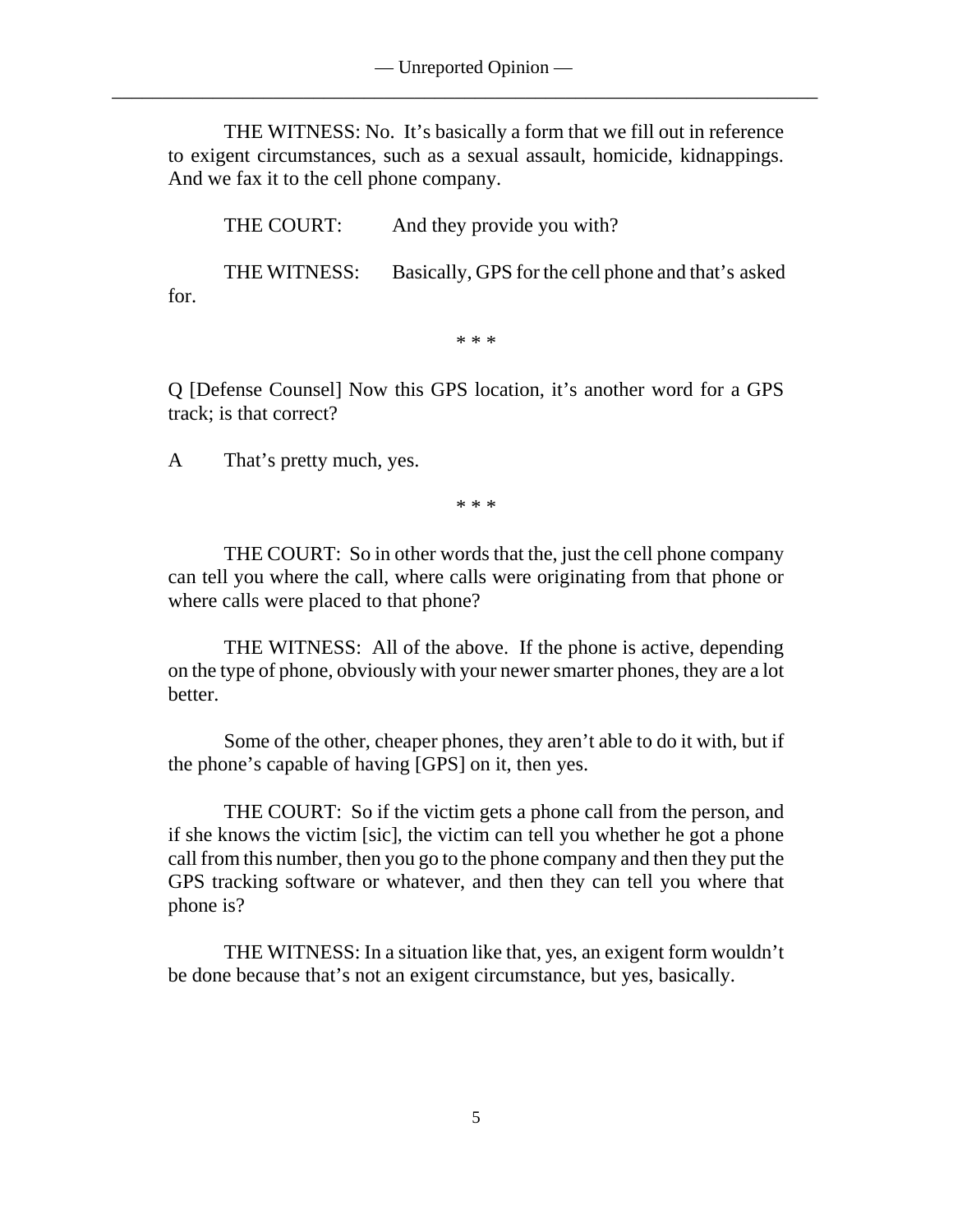THE WITNESS: No. It's basically a form that we fill out in reference to exigent circumstances, such as a sexual assault, homicide, kidnappings. And we fax it to the cell phone company.

THE COURT: And they provide you with?

THE WITNESS: Basically, GPS for the cell phone and that's asked for.

\* \* \*

Q [Defense Counsel] Now this GPS location, it's another word for a GPS track; is that correct?

A That's pretty much, yes.

\* \* \*

THE COURT: So in other words that the, just the cell phone company can tell you where the call, where calls were originating from that phone or where calls were placed to that phone?

THE WITNESS: All of the above. If the phone is active, depending on the type of phone, obviously with your newer smarter phones, they are a lot better.

Some of the other, cheaper phones, they aren't able to do it with, but if the phone's capable of having [GPS] on it, then yes.

THE COURT: So if the victim gets a phone call from the person, and if she knows the victim [sic], the victim can tell you whether he got a phone call from this number, then you go to the phone company and then they put the GPS tracking software or whatever, and then they can tell you where that phone is?

THE WITNESS: In a situation like that, yes, an exigent form wouldn't be done because that's not an exigent circumstance, but yes, basically.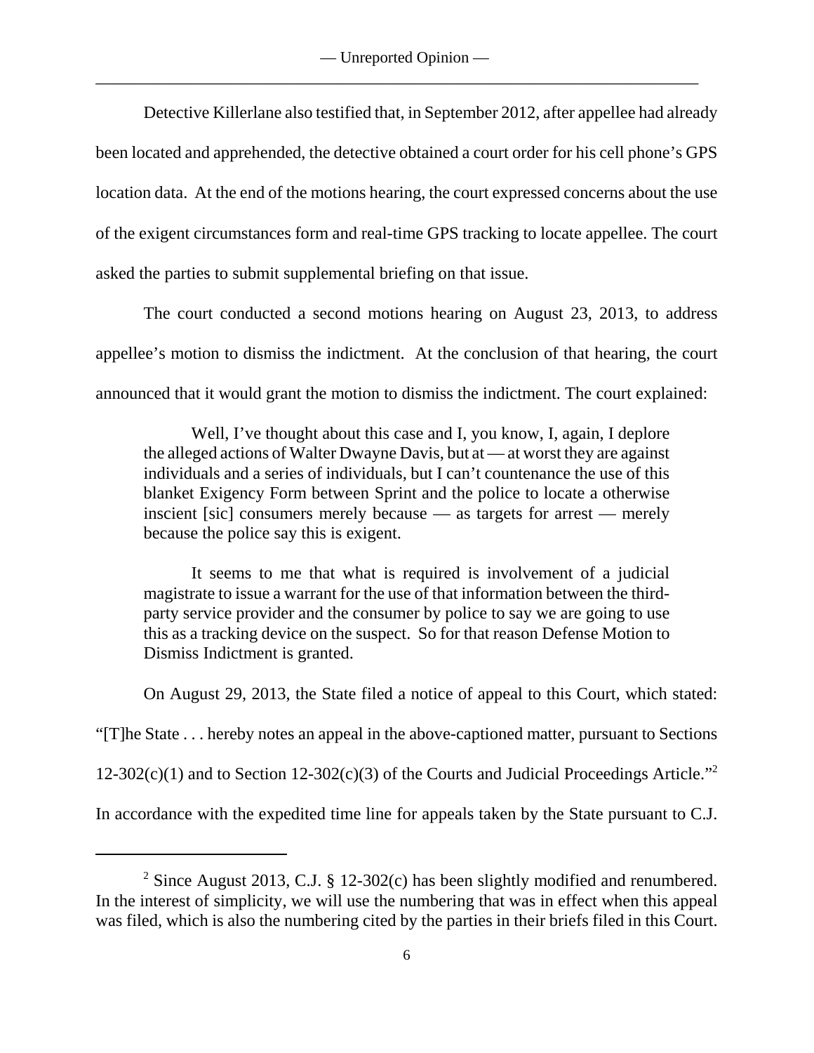Detective Killerlane also testified that, in September 2012, after appellee had already been located and apprehended, the detective obtained a court order for his cell phone's GPS location data. At the end of the motions hearing, the court expressed concerns about the use of the exigent circumstances form and real-time GPS tracking to locate appellee. The court asked the parties to submit supplemental briefing on that issue.

The court conducted a second motions hearing on August 23, 2013, to address appellee's motion to dismiss the indictment. At the conclusion of that hearing, the court announced that it would grant the motion to dismiss the indictment. The court explained:

> Well, I've thought about this case and I, you know, I, again, I deplore the alleged actions of Walter Dwayne Davis, but at — at worst they are against individuals and a series of individuals, but I can't countenance the use of this blanket Exigency Form between Sprint and the police to locate a otherwise inscient [sic] consumers merely because — as targets for arrest — merely because the police say this is exigent.
>
> It seems to me that what is required is involvement of a judicial magistrate to issue a warrant for the use of that information between the third-party service provider and the consumer by police to say we are going to use this as a tracking device on the suspect. So for that reason Defense Motion to Dismiss Indictment is granted.

On August 29, 2013, the State filed a notice of appeal to this Court, which stated: "[T]he State . . . hereby notes an appeal in the above-captioned matter, pursuant to Sections 12-302(c)(1) and to Section 12-302(c)(3) of the Courts and Judicial Proceedings Article."[2] In accordance with the expedited time line for appeals taken by the State pursuant to C.J.

---

[2] Since August 2013, C.J. § 12-302(c) has been slightly modified and renumbered. In the interest of simplicity, we will use the numbering that was in effect when this appeal was filed, which is also the numbering cited by the parties in their briefs filed in this Court.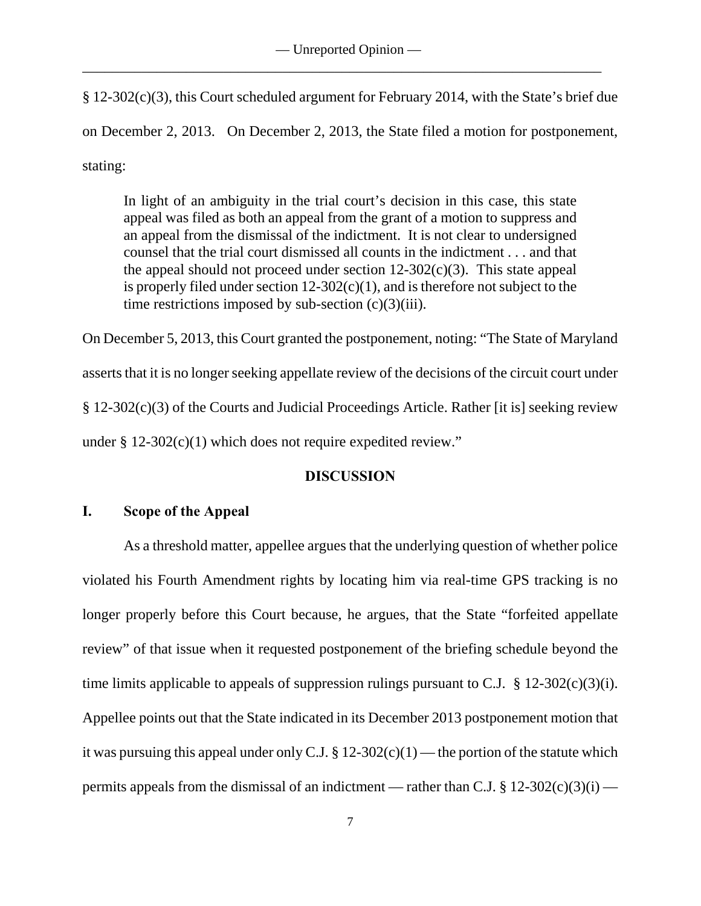§ 12-302(c)(3), this Court scheduled argument for February 2014, with the State's brief due on December 2, 2013. On December 2, 2013, the State filed a motion for postponement, stating:

> In light of an ambiguity in the trial court's decision in this case, this state appeal was filed as both an appeal from the grant of a motion to suppress and an appeal from the dismissal of the indictment. It is not clear to undersigned counsel that the trial court dismissed all counts in the indictment . . . and that the appeal should not proceed under section 12-302(c)(3). This state appeal is properly filed under section 12-302(c)(1), and is therefore not subject to the time restrictions imposed by sub-section (c)(3)(iii).

On December 5, 2013, this Court granted the postponement, noting: "The State of Maryland asserts that it is no longer seeking appellate review of the decisions of the circuit court under § 12-302(c)(3) of the Courts and Judicial Proceedings Article. Rather [it is] seeking review under § 12-302(c)(1) which does not require expedited review."

## DISCUSSION

### I. Scope of the Appeal

As a threshold matter, appellee argues that the underlying question of whether police violated his Fourth Amendment rights by locating him via real-time GPS tracking is no longer properly before this Court because, he argues, that the State "forfeited appellate review" of that issue when it requested postponement of the briefing schedule beyond the time limits applicable to appeals of suppression rulings pursuant to C.J. § 12-302(c)(3)(i). Appellee points out that the State indicated in its December 2013 postponement motion that it was pursuing this appeal under only C.J. § 12-302(c)(1) — the portion of the statute which permits appeals from the dismissal of an indictment — rather than C.J. § 12-302(c)(3)(i) —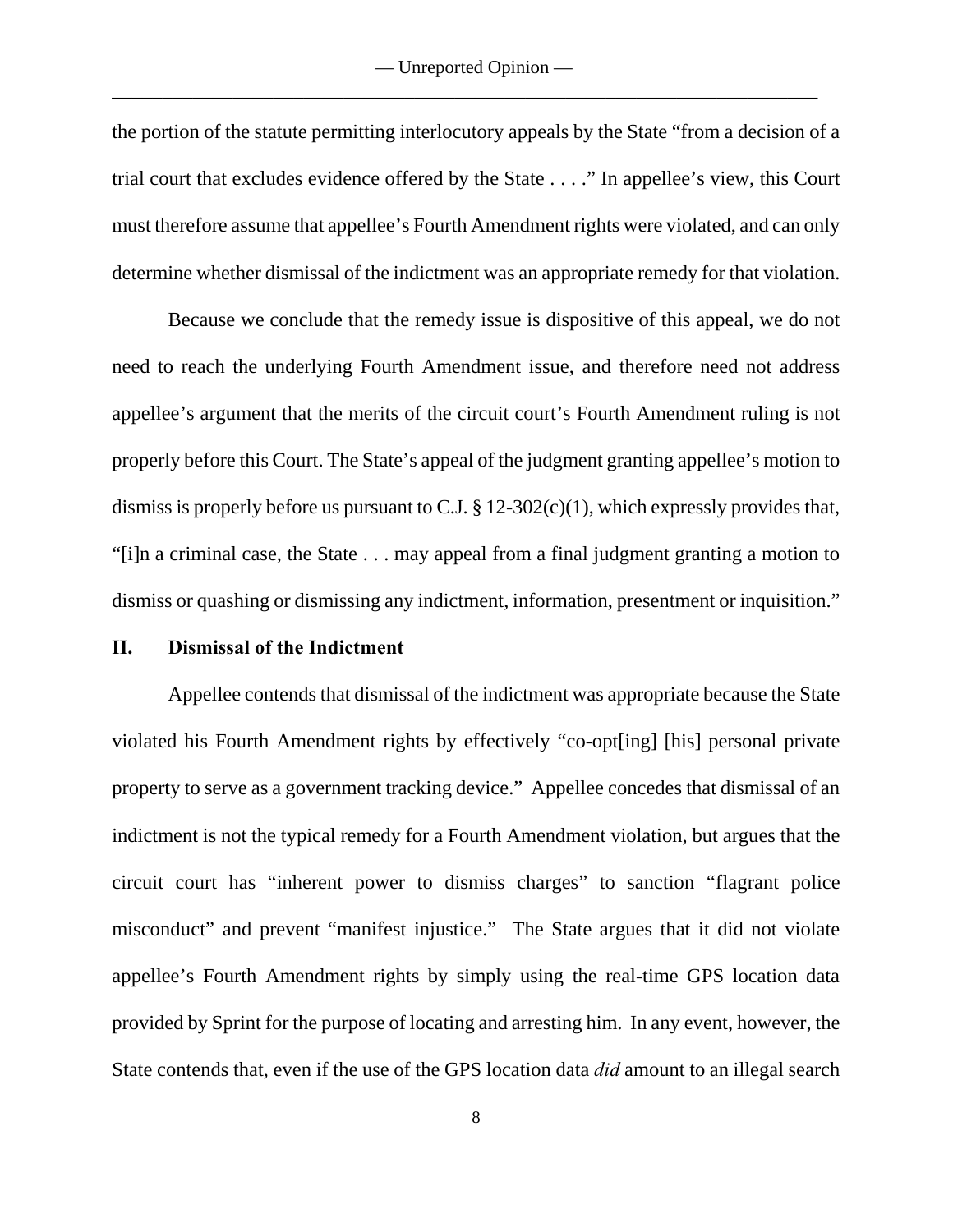the portion of the statute permitting interlocutory appeals by the State "from a decision of a trial court that excludes evidence offered by the State . . . ." In appellee's view, this Court must therefore assume that appellee's Fourth Amendment rights were violated, and can only determine whether dismissal of the indictment was an appropriate remedy for that violation.

Because we conclude that the remedy issue is dispositive of this appeal, we do not need to reach the underlying Fourth Amendment issue, and therefore need not address appellee's argument that the merits of the circuit court's Fourth Amendment ruling is not properly before this Court. The State's appeal of the judgment granting appellee's motion to dismiss is properly before us pursuant to C.J. § 12-302(c)(1), which expressly provides that, "[i]n a criminal case, the State . . . may appeal from a final judgment granting a motion to dismiss or quashing or dismissing any indictment, information, presentment or inquisition."

## II. Dismissal of the Indictment

Appellee contends that dismissal of the indictment was appropriate because the State violated his Fourth Amendment rights by effectively "co-opt[ing] [his] personal private property to serve as a government tracking device." Appellee concedes that dismissal of an indictment is not the typical remedy for a Fourth Amendment violation, but argues that the circuit court has "inherent power to dismiss charges" to sanction "flagrant police misconduct" and prevent "manifest injustice." The State argues that it did not violate appellee's Fourth Amendment rights by simply using the real-time GPS location data provided by Sprint for the purpose of locating and arresting him. In any event, however, the State contends that, even if the use of the GPS location data *did* amount to an illegal search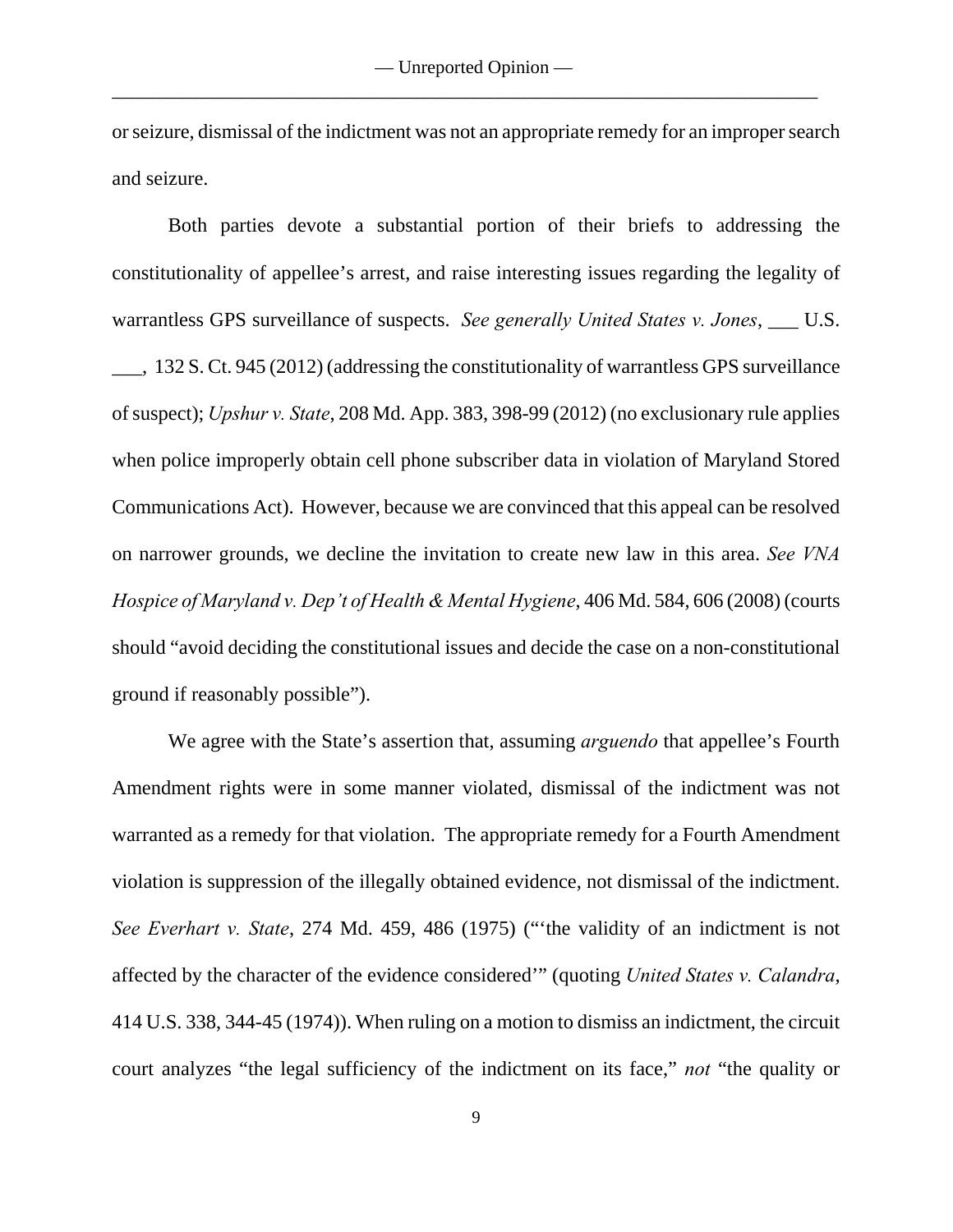or seizure, dismissal of the indictment was not an appropriate remedy for an improper search and seizure.

Both parties devote a substantial portion of their briefs to addressing the constitutionality of appellee's arrest, and raise interesting issues regarding the legality of warrantless GPS surveillance of suspects. *See generally United States v. Jones*, ___ U.S. ___, 132 S. Ct. 945 (2012) (addressing the constitutionality of warrantless GPS surveillance of suspect); *Upshur v. State*, 208 Md. App. 383, 398-99 (2012) (no exclusionary rule applies when police improperly obtain cell phone subscriber data in violation of Maryland Stored Communications Act). However, because we are convinced that this appeal can be resolved on narrower grounds, we decline the invitation to create new law in this area. *See VNA Hospice of Maryland v. Dep't of Health & Mental Hygiene*, 406 Md. 584, 606 (2008) (courts should "avoid deciding the constitutional issues and decide the case on a non-constitutional ground if reasonably possible").

We agree with the State's assertion that, assuming *arguendo* that appellee's Fourth Amendment rights were in some manner violated, dismissal of the indictment was not warranted as a remedy for that violation. The appropriate remedy for a Fourth Amendment violation is suppression of the illegally obtained evidence, not dismissal of the indictment. *See Everhart v. State*, 274 Md. 459, 486 (1975) ("'the validity of an indictment is not affected by the character of the evidence considered'" (quoting *United States v. Calandra*, 414 U.S. 338, 344-45 (1974)). When ruling on a motion to dismiss an indictment, the circuit court analyzes "the legal sufficiency of the indictment on its face," *not* "the quality or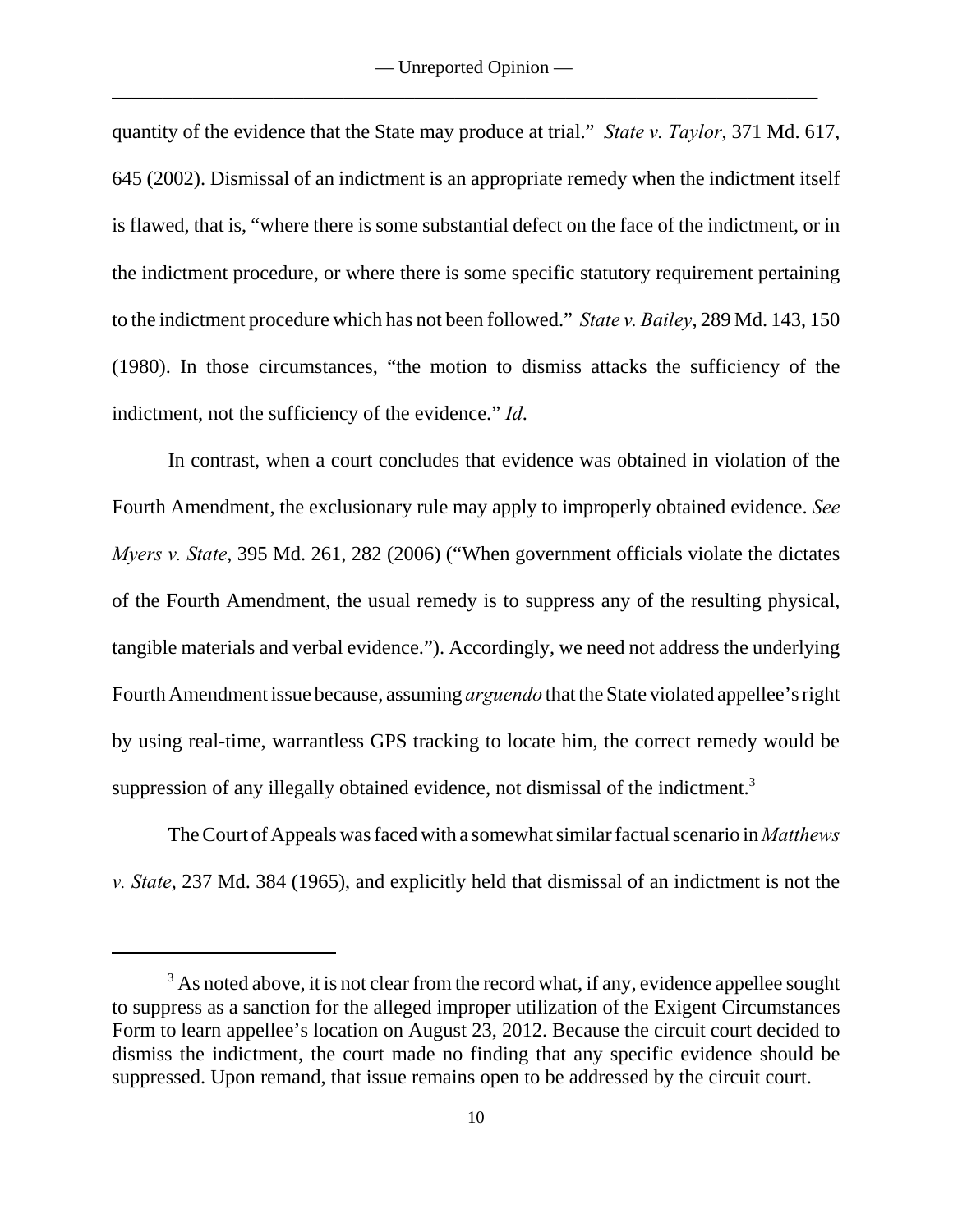quantity of the evidence that the State may produce at trial." *State v. Taylor*, 371 Md. 617, 645 (2002). Dismissal of an indictment is an appropriate remedy when the indictment itself is flawed, that is, "where there is some substantial defect on the face of the indictment, or in the indictment procedure, or where there is some specific statutory requirement pertaining to the indictment procedure which has not been followed." *State v. Bailey*, 289 Md. 143, 150 (1980). In those circumstances, "the motion to dismiss attacks the sufficiency of the indictment, not the sufficiency of the evidence." *Id*.

In contrast, when a court concludes that evidence was obtained in violation of the Fourth Amendment, the exclusionary rule may apply to improperly obtained evidence. *See Myers v. State*, 395 Md. 261, 282 (2006) ("When government officials violate the dictates of the Fourth Amendment, the usual remedy is to suppress any of the resulting physical, tangible materials and verbal evidence."). Accordingly, we need not address the underlying Fourth Amendment issue because, assuming *arguendo* that the State violated appellee's right by using real-time, warrantless GPS tracking to locate him, the correct remedy would be suppression of any illegally obtained evidence, not dismissal of the indictment.[3]

The Court of Appeals was faced with a somewhat similar factual scenario in *Matthews v. State*, 237 Md. 384 (1965), and explicitly held that dismissal of an indictment is not the

[3] As noted above, it is not clear from the record what, if any, evidence appellee sought to suppress as a sanction for the alleged improper utilization of the Exigent Circumstances Form to learn appellee's location on August 23, 2012. Because the circuit court decided to dismiss the indictment, the court made no finding that any specific evidence should be suppressed. Upon remand, that issue remains open to be addressed by the circuit court.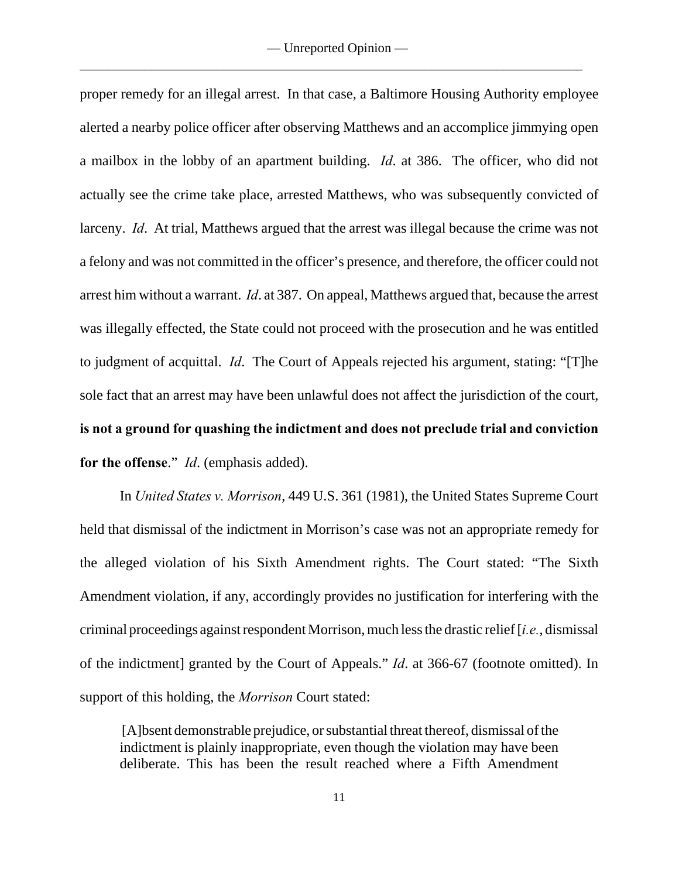proper remedy for an illegal arrest. In that case, a Baltimore Housing Authority employee alerted a nearby police officer after observing Matthews and an accomplice jimmying open a mailbox in the lobby of an apartment building. *Id*. at 386. The officer, who did not actually see the crime take place, arrested Matthews, who was subsequently convicted of larceny. *Id*. At trial, Matthews argued that the arrest was illegal because the crime was not a felony and was not committed in the officer's presence, and therefore, the officer could not arrest him without a warrant. *Id*. at 387. On appeal, Matthews argued that, because the arrest was illegally effected, the State could not proceed with the prosecution and he was entitled to judgment of acquittal. *Id*. The Court of Appeals rejected his argument, stating: "[T]he sole fact that an arrest may have been unlawful does not affect the jurisdiction of the court, **is not a ground for quashing the indictment and does not preclude trial and conviction for the offense**." *Id*. (emphasis added).

In *United States v. Morrison*, 449 U.S. 361 (1981), the United States Supreme Court held that dismissal of the indictment in Morrison's case was not an appropriate remedy for the alleged violation of his Sixth Amendment rights. The Court stated: "The Sixth Amendment violation, if any, accordingly provides no justification for interfering with the criminal proceedings against respondent Morrison, much less the drastic relief [*i.e.*, dismissal of the indictment] granted by the Court of Appeals." *Id*. at 366-67 (footnote omitted). In support of this holding, the *Morrison* Court stated:

> [A]bsent demonstrable prejudice, or substantial threat thereof, dismissal of the indictment is plainly inappropriate, even though the violation may have been deliberate. This has been the result reached where a Fifth Amendment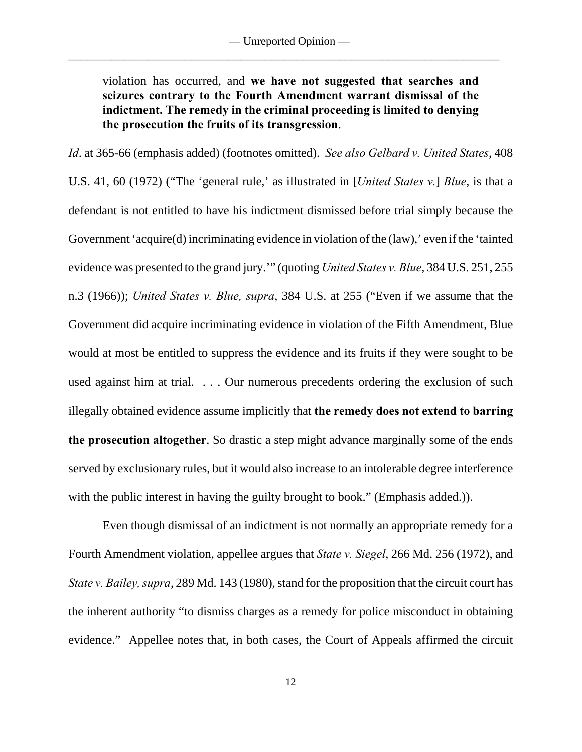violation has occurred, and **we have not suggested that searches and seizures contrary to the Fourth Amendment warrant dismissal of the indictment. The remedy in the criminal proceeding is limited to denying the prosecution the fruits of its transgression**.

*Id*. at 365-66 (emphasis added) (footnotes omitted). *See also Gelbard v. United States*, 408 U.S. 41, 60 (1972) ("The 'general rule,' as illustrated in [*United States v.*] *Blue*, is that a defendant is not entitled to have his indictment dismissed before trial simply because the Government 'acquire(d) incriminating evidence in violation of the (law),' even if the 'tainted evidence was presented to the grand jury.'" (quoting *United States v. Blue*, 384 U.S. 251, 255 n.3 (1966)); *United States v. Blue, supra*, 384 U.S. at 255 ("Even if we assume that the Government did acquire incriminating evidence in violation of the Fifth Amendment, Blue would at most be entitled to suppress the evidence and its fruits if they were sought to be used against him at trial. . . . Our numerous precedents ordering the exclusion of such illegally obtained evidence assume implicitly that **the remedy does not extend to barring the prosecution altogether**. So drastic a step might advance marginally some of the ends served by exclusionary rules, but it would also increase to an intolerable degree interference with the public interest in having the guilty brought to book." (Emphasis added.)).

Even though dismissal of an indictment is not normally an appropriate remedy for a Fourth Amendment violation, appellee argues that *State v. Siegel*, 266 Md. 256 (1972), and *State v. Bailey, supra*, 289 Md. 143 (1980), stand for the proposition that the circuit court has the inherent authority "to dismiss charges as a remedy for police misconduct in obtaining evidence." Appellee notes that, in both cases, the Court of Appeals affirmed the circuit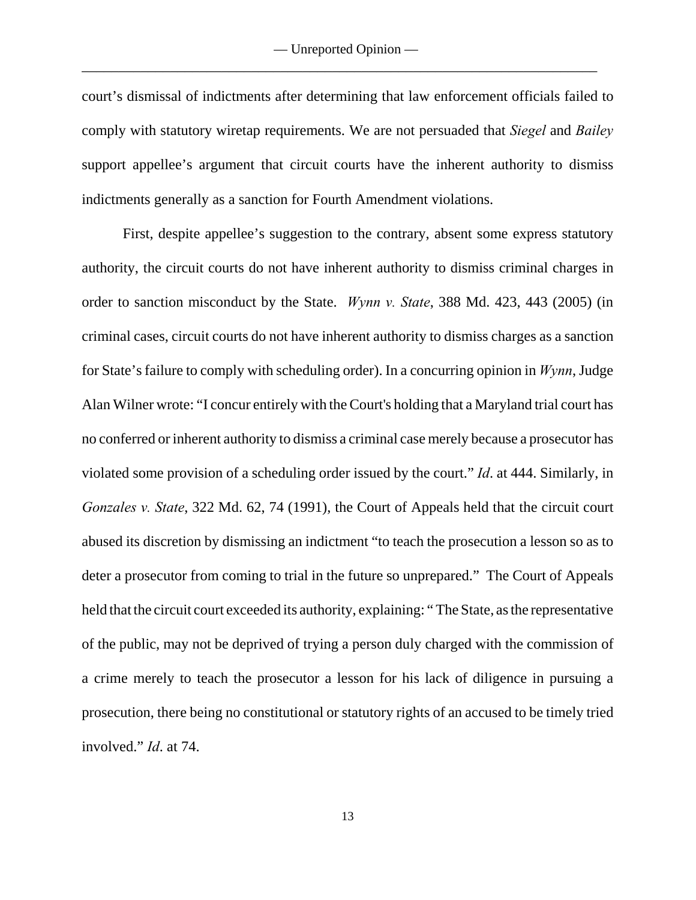court's dismissal of indictments after determining that law enforcement officials failed to comply with statutory wiretap requirements. We are not persuaded that *Siegel* and *Bailey* support appellee's argument that circuit courts have the inherent authority to dismiss indictments generally as a sanction for Fourth Amendment violations.

First, despite appellee's suggestion to the contrary, absent some express statutory authority, the circuit courts do not have inherent authority to dismiss criminal charges in order to sanction misconduct by the State. *Wynn v. State*, 388 Md. 423, 443 (2005) (in criminal cases, circuit courts do not have inherent authority to dismiss charges as a sanction for State's failure to comply with scheduling order). In a concurring opinion in *Wynn*, Judge Alan Wilner wrote: "I concur entirely with the Court's holding that a Maryland trial court has no conferred or inherent authority to dismiss a criminal case merely because a prosecutor has violated some provision of a scheduling order issued by the court." *Id*. at 444. Similarly, in *Gonzales v. State*, 322 Md. 62, 74 (1991), the Court of Appeals held that the circuit court abused its discretion by dismissing an indictment "to teach the prosecution a lesson so as to deter a prosecutor from coming to trial in the future so unprepared." The Court of Appeals held that the circuit court exceeded its authority, explaining: " The State, as the representative of the public, may not be deprived of trying a person duly charged with the commission of a crime merely to teach the prosecutor a lesson for his lack of diligence in pursuing a prosecution, there being no constitutional or statutory rights of an accused to be timely tried involved." *Id*. at 74.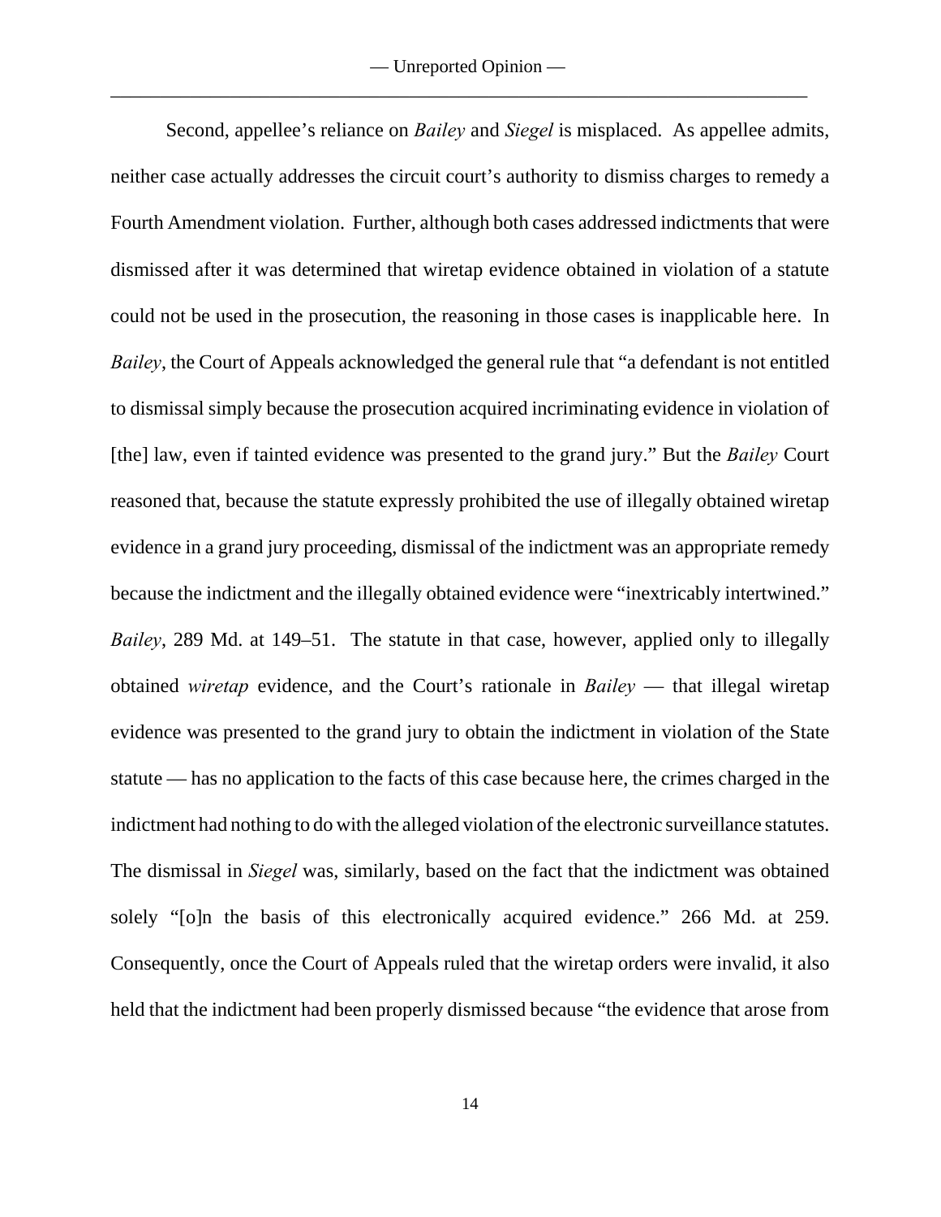Second, appellee's reliance on *Bailey* and *Siegel* is misplaced. As appellee admits, neither case actually addresses the circuit court's authority to dismiss charges to remedy a Fourth Amendment violation. Further, although both cases addressed indictments that were dismissed after it was determined that wiretap evidence obtained in violation of a statute could not be used in the prosecution, the reasoning in those cases is inapplicable here. In *Bailey*, the Court of Appeals acknowledged the general rule that "a defendant is not entitled to dismissal simply because the prosecution acquired incriminating evidence in violation of [the] law, even if tainted evidence was presented to the grand jury." But the *Bailey* Court reasoned that, because the statute expressly prohibited the use of illegally obtained wiretap evidence in a grand jury proceeding, dismissal of the indictment was an appropriate remedy because the indictment and the illegally obtained evidence were "inextricably intertwined." *Bailey*, 289 Md. at 149–51. The statute in that case, however, applied only to illegally obtained *wiretap* evidence, and the Court's rationale in *Bailey* — that illegal wiretap evidence was presented to the grand jury to obtain the indictment in violation of the State statute — has no application to the facts of this case because here, the crimes charged in the indictment had nothing to do with the alleged violation of the electronic surveillance statutes. The dismissal in *Siegel* was, similarly, based on the fact that the indictment was obtained solely "[o]n the basis of this electronically acquired evidence." 266 Md. at 259. Consequently, once the Court of Appeals ruled that the wiretap orders were invalid, it also held that the indictment had been properly dismissed because "the evidence that arose from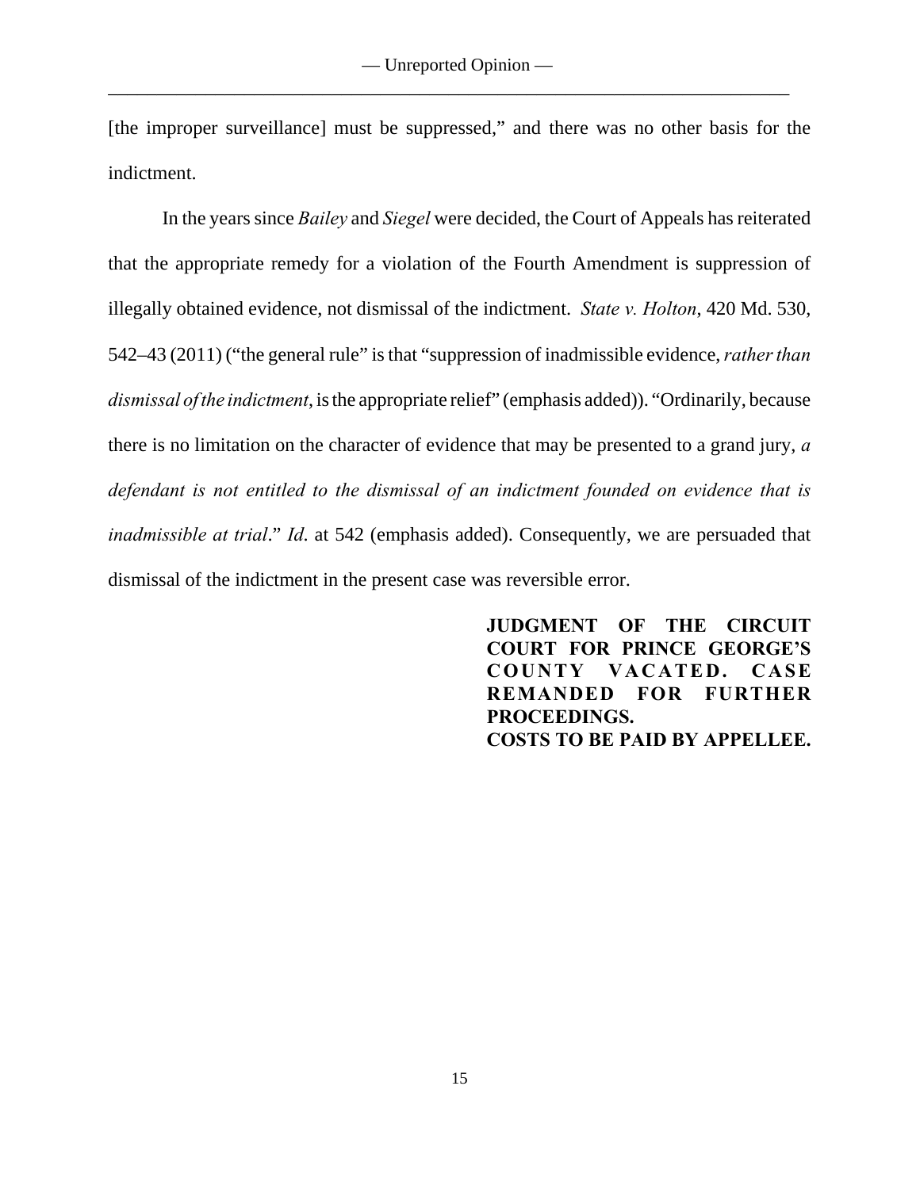[the improper surveillance] must be suppressed," and there was no other basis for the indictment.

In the years since *Bailey* and *Siegel* were decided, the Court of Appeals has reiterated that the appropriate remedy for a violation of the Fourth Amendment is suppression of illegally obtained evidence, not dismissal of the indictment. *State v. Holton*, 420 Md. 530, 542–43 (2011) ("the general rule" is that "suppression of inadmissible evidence, *rather than dismissal of the indictment*, is the appropriate relief" (emphasis added)). "Ordinarily, because there is no limitation on the character of evidence that may be presented to a grand jury, *a defendant is not entitled to the dismissal of an indictment founded on evidence that is inadmissible at trial*." *Id*. at 542 (emphasis added). Consequently, we are persuaded that dismissal of the indictment in the present case was reversible error.

**JUDGMENT OF THE CIRCUIT COURT FOR PRINCE GEORGE'S COUNTY VACATED. CASE REMANDED FOR FURTHER PROCEEDINGS.**
**COSTS TO BE PAID BY APPELLEE.**